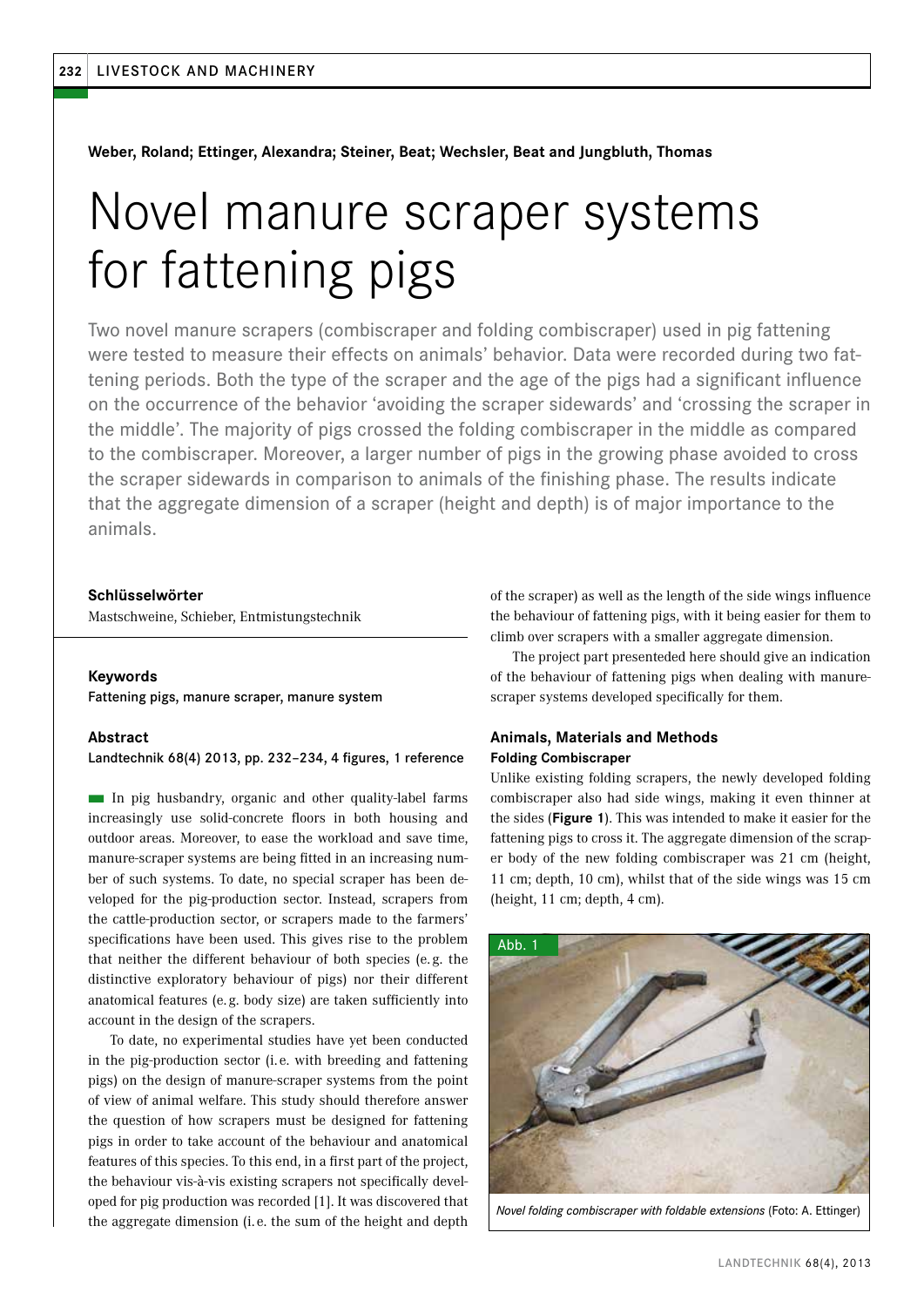**Weber, Roland; Ettinger, Alexandra; Steiner, Beat; Wechsler, Beat and Jungbluth, Thomas**

# Novel manure scraper systems for fattening pigs

Two novel manure scrapers (combiscraper and folding combiscraper) used in pig fattening were tested to measure their effects on animals' behavior. Data were recorded during two fattening periods. Both the type of the scraper and the age of the pigs had a significant influence on the occurrence of the behavior 'avoiding the scraper sidewards' and 'crossing the scraper in the middle'. The majority of pigs crossed the folding combiscraper in the middle as compared to the combiscraper. Moreover, a larger number of pigs in the growing phase avoided to cross the scraper sidewards in comparison to animals of the finishing phase. The results indicate that the aggregate dimension of a scraper (height and depth) is of major importance to the animals.

### Schlüsselwörter

Mastschweine, Schieber, Entmistungstechnik

### Keywords

Fattening pigs, manure scraper, manure system

### Abstract

Landtechnik 68(4) 2013, pp. 232–234, 4 figures, 1 reference

In pig husbandry, organic and other quality-label farms increasingly use solid-concrete floors in both housing and outdoor areas. Moreover, to ease the workload and save time, manure-scraper systems are being fitted in an increasing number of such systems. To date, no special scraper has been developed for the pig-production sector. Instead, scrapers from the cattle-production sector, or scrapers made to the farmers' specifications have been used. This gives rise to the problem that neither the different behaviour of both species (e.g. the distinctive exploratory behaviour of pigs) nor their different anatomical features (e.g. body size) are taken sufficiently into account in the design of the scrapers.

To date, no experimental studies have yet been conducted in the pig-production sector (i.e. with breeding and fattening pigs) on the design of manure-scraper systems from the point of view of animal welfare. This study should therefore answer the question of how scrapers must be designed for fattening pigs in order to take account of the behaviour and anatomical features of this species. To this end, in a first part of the project, the behaviour vis-à-vis existing scrapers not specifically developed for pig production was recorded [1]. It was discovered that the aggregate dimension (i.e. the sum of the height and depth of the scraper) as well as the length of the side wings influence the behaviour of fattening pigs, with it being easier for them to climb over scrapers with a smaller aggregate dimension.

The project part presenteded here should give an indication of the behaviour of fattening pigs when dealing with manure-scraper systems developed specifically for them.

## Animals, Materials and Methods

### Folding Combiscraper

Unlike existing folding scrapers, the newly developed folding combiscraper also had side wings, making it even thinner at the sides (**Figure 1**). This was intended to make it easier for the fattening pigs to cross it. The aggregate dimension of the scraper body of the new folding combiscraper was 21 cm (height, 11 cm; depth, 10 cm), whilst that of the side wings was 15 cm (height, 11 cm; depth, 4 cm).

Abb. 1

*Novel folding combiscraper with foldable extensions* (Foto: A. Ettinger)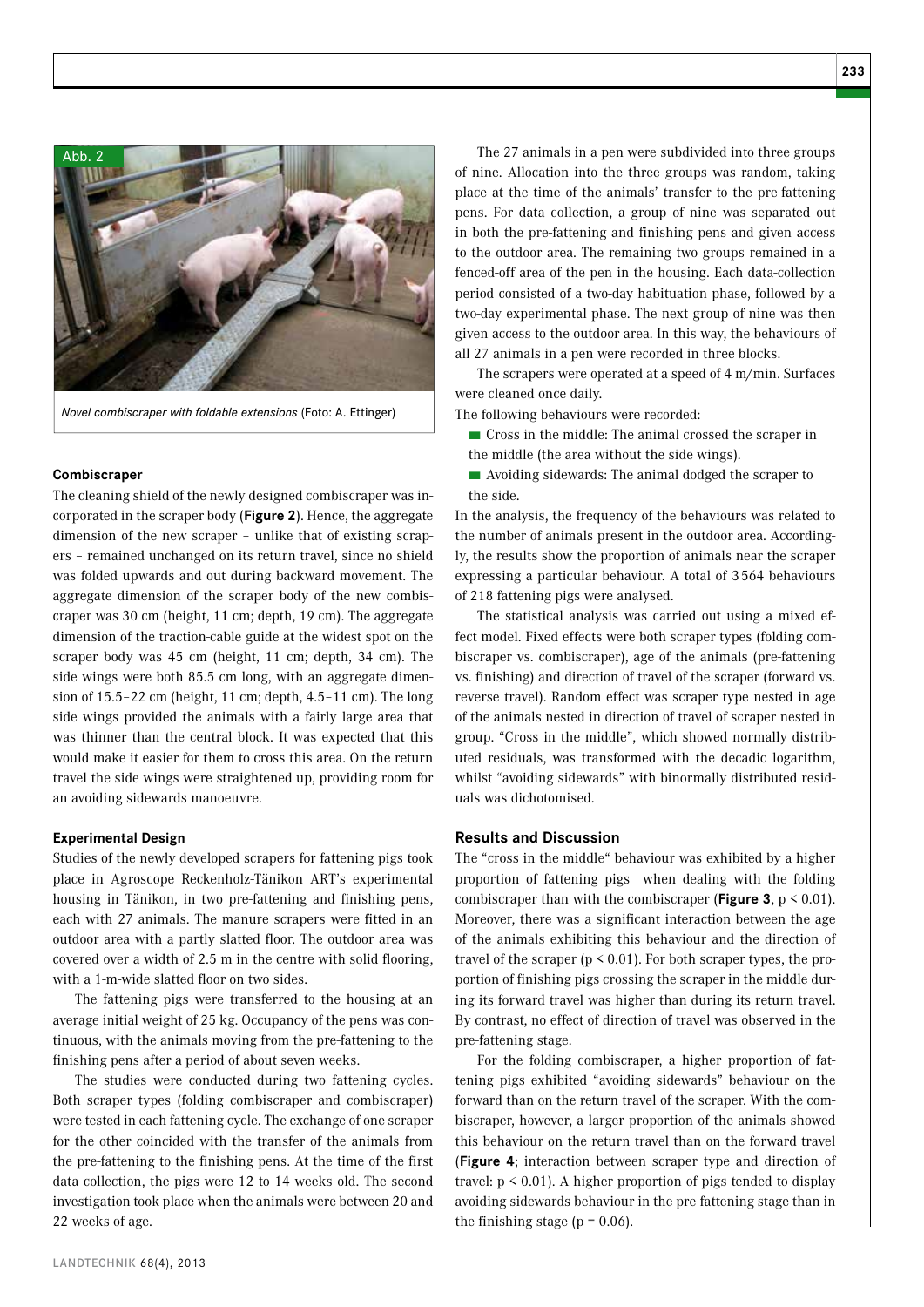Abb. 2

*Novel combiscraper with foldable extensions* (Foto: A. Ettinger)

### Combiscraper

The cleaning shield of the newly designed combiscraper was incorporated in the scraper body (**Figure 2**). Hence, the aggregate dimension of the new scraper – unlike that of existing scrapers – remained unchanged on its return travel, since no shield was folded upwards and out during backward movement. The aggregate dimension of the scraper body of the new combiscraper was 30 cm (height, 11 cm; depth, 19 cm). The aggregate dimension of the traction-cable guide at the widest spot on the scraper body was 45 cm (height, 11 cm; depth, 34 cm). The side wings were both 85.5 cm long, with an aggregate dimension of 15.5–22 cm (height, 11 cm; depth, 4.5–11 cm). The long side wings provided the animals with a fairly large area that was thinner than the central block. It was expected that this would make it easier for them to cross this area. On the return travel the side wings were straightened up, providing room for an avoiding sidewards manoeuvre.

### Experimental Design

Studies of the newly developed scrapers for fattening pigs took place in Agroscope Reckenholz-Tänikon ART's experimental housing in Tänikon, in two pre-fattening and finishing pens, each with 27 animals. The manure scrapers were fitted in an outdoor area with a partly slatted floor. The outdoor area was covered over a width of 2.5 m in the centre with solid flooring, with a 1-m-wide slatted floor on two sides.

The fattening pigs were transferred to the housing at an average initial weight of 25 kg. Occupancy of the pens was continuous, with the animals moving from the pre-fattening to the finishing pens after a period of about seven weeks.

The studies were conducted during two fattening cycles. Both scraper types (folding combiscraper and combiscraper) were tested in each fattening cycle. The exchange of one scraper for the other coincided with the transfer of the animals from the pre-fattening to the finishing pens. At the time of the first data collection, the pigs were 12 to 14 weeks old. The second investigation took place when the animals were between 20 and 22 weeks of age.

The 27 animals in a pen were subdivided into three groups of nine. Allocation into the three groups was random, taking place at the time of the animals' transfer to the pre-fattening pens. For data collection, a group of nine was separated out in both the pre-fattening and finishing pens and given access to the outdoor area. The remaining two groups remained in a fenced-off area of the pen in the housing. Each data-collection period consisted of a two-day habituation phase, followed by a two-day experimental phase. The next group of nine was then given access to the outdoor area. In this way, the behaviours of all 27 animals in a pen were recorded in three blocks.

The scrapers were operated at a speed of 4 m/min. Surfaces were cleaned once daily.

The following behaviours were recorded:

- Cross in the middle: The animal crossed the scraper in the middle (the area without the side wings).
- Avoiding sidewards: The animal dodged the scraper to the side.

In the analysis, the frequency of the behaviours was related to the number of animals present in the outdoor area. Accordingly, the results show the proportion of animals near the scraper expressing a particular behaviour. A total of 3564 behaviours of 218 fattening pigs were analysed.

The statistical analysis was carried out using a mixed effect model. Fixed effects were both scraper types (folding combiscraper vs. combiscraper), age of the animals (pre-fattening vs. finishing) and direction of travel of the scraper (forward vs. reverse travel). Random effect was scraper type nested in age of the animals nested in direction of travel of scraper nested in group. "Cross in the middle", which showed normally distributed residuals, was transformed with the decadic logarithm, whilst "avoiding sidewards" with binormally distributed residuals was dichotomised.

## Results and Discussion

The "cross in the middle" behaviour was exhibited by a higher proportion of fattening pigs when dealing with the folding combiscraper than with the combiscraper (**Figure 3**, $p < 0.01$). Moreover, there was a significant interaction between the age of the animals exhibiting this behaviour and the direction of travel of the scraper ($p < 0.01$). For both scraper types, the proportion of finishing pigs crossing the scraper in the middle during its forward travel was higher than during its return travel. By contrast, no effect of direction of travel was observed in the pre-fattening stage.

For the folding combiscraper, a higher proportion of fattening pigs exhibited "avoiding sidewards" behaviour on the forward than on the return travel of the scraper. With the combiscraper, however, a larger proportion of the animals showed this behaviour on the return travel than on the forward travel (**Figure 4**; interaction between scraper type and direction of travel: $p < 0.01$). A higher proportion of pigs tended to display avoiding sidewards behaviour in the pre-fattening stage than in the finishing stage ($p = 0.06$).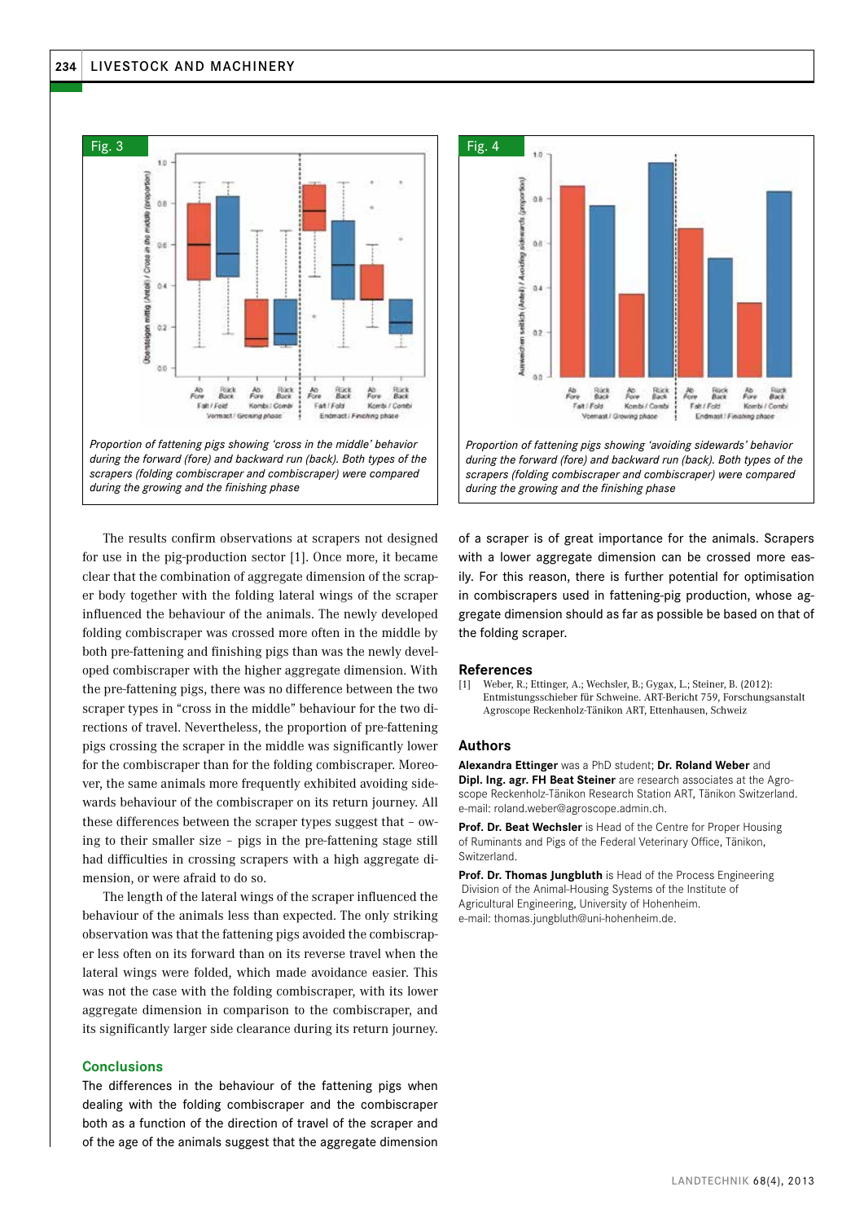Fig. 3

Übersteigen mittig (Anteil) / Cross in the middle (proportion)

1.0
0.8
0.6
0.4
0.2
0.0

Ab Fore
Rück Back
Ab Fore
Rück Back
Ab Fore
Rück Back
Ab Fore
Rück Back

Falt / Fold
Kombi / Combi
Falt / Fold
Kombi / Combi

Vormast / Growing phase
Endmast / Finishing phase

*Proportion of fattening pigs showing 'cross in the middle' behavior during the forward (fore) and backward run (back). Both types of the scrapers (folding combiscraper and combiscraper) were compared during the growing and the finishing phase*

Fig. 4

Ausweichen seitlich (Anteil) / Avoiding sidewards (proportion)

1.0
0.8
0.6
0.4
0.2
0.0

Ab Fore
Rück Back
Ab Fore
Rück Back
Ab Fore
Rück Back
Ab Fore
Rück Back

Falt / Fold
Kombi / Combi
Falt / Fold
Kombi / Combi

Vormast / Growing phase
Endmast / Finishing phase

*Proportion of fattening pigs showing 'avoiding sidewards' behavior during the forward (fore) and backward run (back). Both types of the scrapers (folding combiscraper and combiscraper) were compared during the growing and the finishing phase*

The results confirm observations at scrapers not designed for use in the pig-production sector [1]. Once more, it became clear that the combination of aggregate dimension of the scraper body together with the folding lateral wings of the scraper influenced the behaviour of the animals. The newly developed folding combiscraper was crossed more often in the middle by both pre-fattening and finishing pigs than was the newly developed combiscraper with the higher aggregate dimension. With the pre-fattening pigs, there was no difference between the two scraper types in "cross in the middle" behaviour for the two directions of travel. Nevertheless, the proportion of pre-fattening pigs crossing the scraper in the middle was significantly lower for the combiscraper than for the folding combiscraper. Moreover, the same animals more frequently exhibited avoiding sidewards behaviour of the combiscraper on its return journey. All these differences between the scraper types suggest that – owing to their smaller size – pigs in the pre-fattening stage still had difficulties in crossing scrapers with a high aggregate dimension, or were afraid to do so.

The length of the lateral wings of the scraper influenced the behaviour of the animals less than expected. The only striking observation was that the fattening pigs avoided the combiscraper less often on its forward than on its reverse travel when the lateral wings were folded, which made avoidance easier. This was not the case with the folding combiscraper, with its lower aggregate dimension in comparison to the combiscraper, and its significantly larger side clearance during its return journey.

## Conclusions

The differences in the behaviour of the fattening pigs when dealing with the folding combiscraper and the combiscraper both as a function of the direction of travel of the scraper and of the age of the animals suggest that the aggregate dimension of a scraper is of great importance for the animals. Scrapers with a lower aggregate dimension can be crossed more easily. For this reason, there is further potential for optimisation in combiscrapers used in fattening-pig production, whose aggregate dimension should as far as possible be based on that of the folding scraper.

## References

[1] Weber, R.; Ettinger, A.; Wechsler, B.; Gygax, L.; Steiner, B. (2012): Entmistungsschieber für Schweine. ART-Bericht 759, Forschungsanstalt Agroscope Reckenholz-Tänikon ART, Ettenhausen, Schweiz

## Authors

**Alexandra Ettinger** was a PhD student; **Dr. Roland Weber** and **Dipl. Ing. agr. FH Beat Steiner** are research associates at the Agroscope Reckenholz-Tänikon Research Station ART, Tänikon Switzerland. e-mail: roland.weber@agroscope.admin.ch.

**Prof. Dr. Beat Wechsler** is Head of the Centre for Proper Housing of Ruminants and Pigs of the Federal Veterinary Office, Tänikon, Switzerland.

**Prof. Dr. Thomas Jungbluth** is Head of the Process Engineering Division of the Animal-Housing Systems of the Institute of Agricultural Engineering, University of Hohenheim. e-mail: thomas.jungbluth@uni-hohenheim.de.